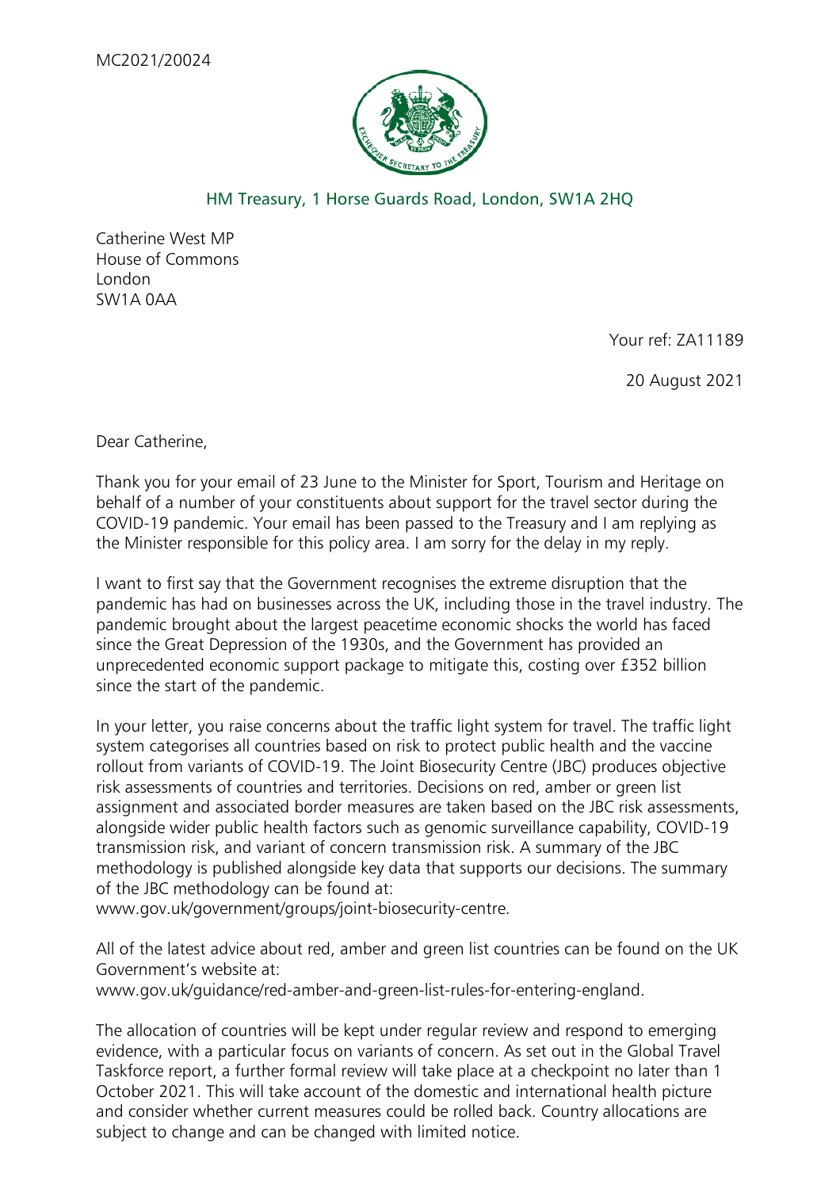MC2021/20024

HM Treasury, 1 Horse Guards Road, London, SW1A 2HQ

Catherine West MP
House of Commons
London
SW1A 0AA

Your ref: ZA11189

20 August 2021

Dear Catherine,

Thank you for your email of 23 June to the Minister for Sport, Tourism and Heritage on behalf of a number of your constituents about support for the travel sector during the COVID-19 pandemic. Your email has been passed to the Treasury and I am replying as the Minister responsible for this policy area. I am sorry for the delay in my reply.

I want to first say that the Government recognises the extreme disruption that the pandemic has had on businesses across the UK, including those in the travel industry. The pandemic brought about the largest peacetime economic shocks the world has faced since the Great Depression of the 1930s, and the Government has provided an unprecedented economic support package to mitigate this, costing over £352 billion since the start of the pandemic.

In your letter, you raise concerns about the traffic light system for travel. The traffic light system categorises all countries based on risk to protect public health and the vaccine rollout from variants of COVID-19. The Joint Biosecurity Centre (JBC) produces objective risk assessments of countries and territories. Decisions on red, amber or green list assignment and associated border measures are taken based on the JBC risk assessments, alongside wider public health factors such as genomic surveillance capability, COVID-19 transmission risk, and variant of concern transmission risk. A summary of the JBC methodology is published alongside key data that supports our decisions. The summary of the JBC methodology can be found at:
www.gov.uk/government/groups/joint-biosecurity-centre.

All of the latest advice about red, amber and green list countries can be found on the UK Government's website at:
www.gov.uk/guidance/red-amber-and-green-list-rules-for-entering-england.

The allocation of countries will be kept under regular review and respond to emerging evidence, with a particular focus on variants of concern. As set out in the Global Travel Taskforce report, a further formal review will take place at a checkpoint no later than 1 October 2021. This will take account of the domestic and international health picture and consider whether current measures could be rolled back. Country allocations are subject to change and can be changed with limited notice.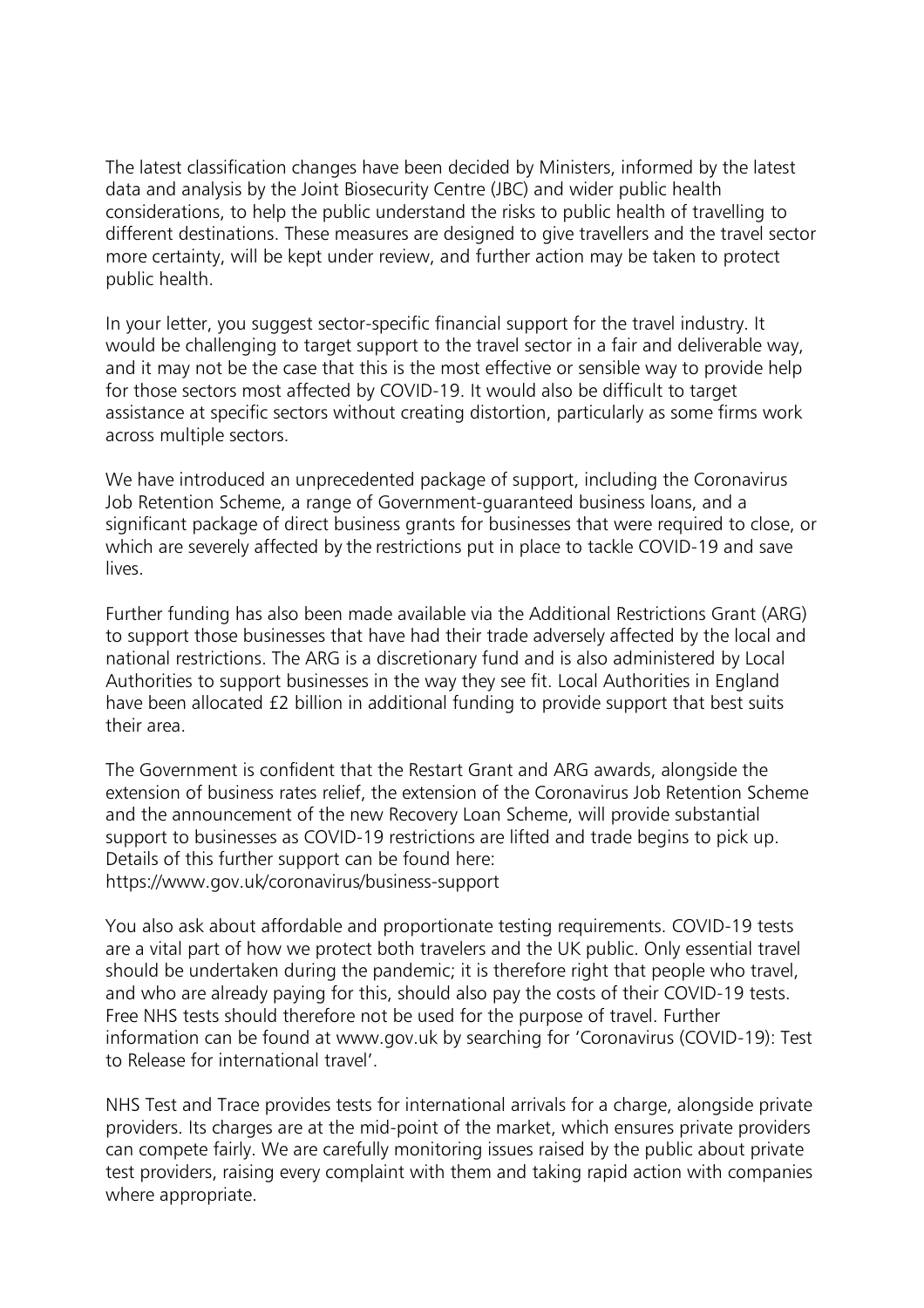The latest classification changes have been decided by Ministers, informed by the latest data and analysis by the Joint Biosecurity Centre (JBC) and wider public health considerations, to help the public understand the risks to public health of travelling to different destinations. These measures are designed to give travellers and the travel sector more certainty, will be kept under review, and further action may be taken to protect public health.

In your letter, you suggest sector-specific financial support for the travel industry. It would be challenging to target support to the travel sector in a fair and deliverable way, and it may not be the case that this is the most effective or sensible way to provide help for those sectors most affected by COVID-19. It would also be difficult to target assistance at specific sectors without creating distortion, particularly as some firms work across multiple sectors.

We have introduced an unprecedented package of support, including the Coronavirus Job Retention Scheme, a range of Government-guaranteed business loans, and a significant package of direct business grants for businesses that were required to close, or which are severely affected by the restrictions put in place to tackle COVID-19 and save lives.

Further funding has also been made available via the Additional Restrictions Grant (ARG) to support those businesses that have had their trade adversely affected by the local and national restrictions. The ARG is a discretionary fund and is also administered by Local Authorities to support businesses in the way they see fit. Local Authorities in England have been allocated £2 billion in additional funding to provide support that best suits their area.

The Government is confident that the Restart Grant and ARG awards, alongside the extension of business rates relief, the extension of the Coronavirus Job Retention Scheme and the announcement of the new Recovery Loan Scheme, will provide substantial support to businesses as COVID-19 restrictions are lifted and trade begins to pick up. Details of this further support can be found here:
https://www.gov.uk/coronavirus/business-support

You also ask about affordable and proportionate testing requirements. COVID-19 tests are a vital part of how we protect both travelers and the UK public. Only essential travel should be undertaken during the pandemic; it is therefore right that people who travel, and who are already paying for this, should also pay the costs of their COVID-19 tests. Free NHS tests should therefore not be used for the purpose of travel. Further information can be found at www.gov.uk by searching for 'Coronavirus (COVID-19): Test to Release for international travel'.

NHS Test and Trace provides tests for international arrivals for a charge, alongside private providers. Its charges are at the mid-point of the market, which ensures private providers can compete fairly. We are carefully monitoring issues raised by the public about private test providers, raising every complaint with them and taking rapid action with companies where appropriate.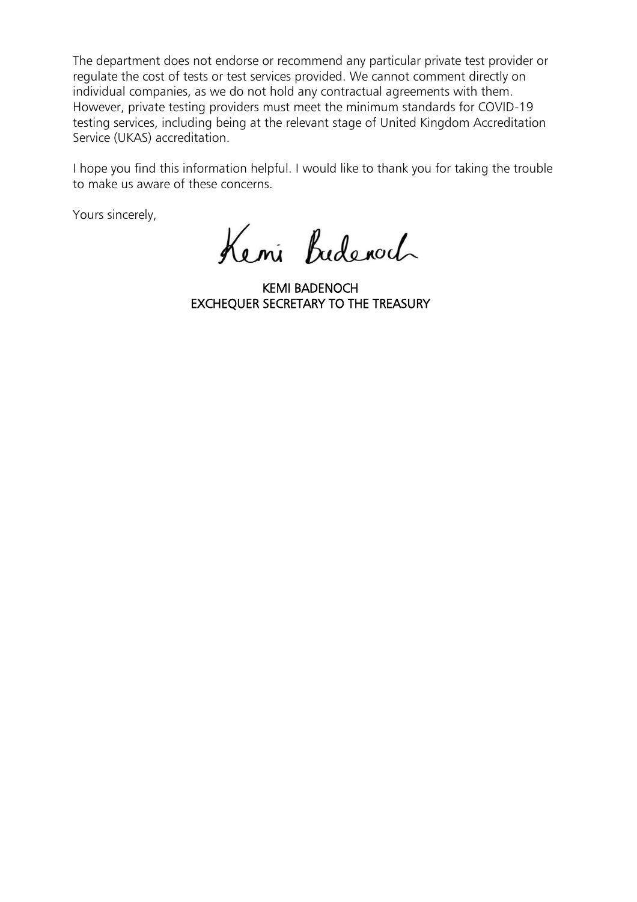The department does not endorse or recommend any particular private test provider or regulate the cost of tests or test services provided. We cannot comment directly on individual companies, as we do not hold any contractual agreements with them. However, private testing providers must meet the minimum standards for COVID-19 testing services, including being at the relevant stage of United Kingdom Accreditation Service (UKAS) accreditation.

I hope you find this information helpful. I would like to thank you for taking the trouble to make us aware of these concerns.

Yours sincerely,

Kemi Badenoch

KEMI BADENOCH
EXCHEQUER SECRETARY TO THE TREASURY